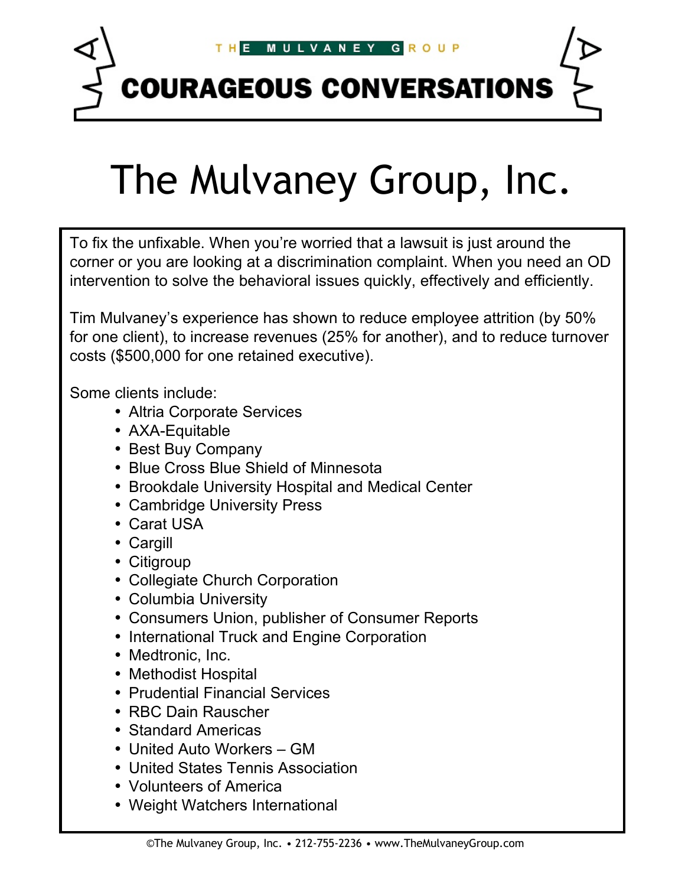THE MULVANEY GROUP

COURAGEOUS CONVERSATIONS

# The Mulvaney Group, Inc.

To fix the unfixable. When you're worried that a lawsuit is just around the corner or you are looking at a discrimination complaint. When you need an OD intervention to solve the behavioral issues quickly, effectively and efficiently.

Tim Mulvaney's experience has shown to reduce employee attrition (by 50% for one client), to increase revenues (25% for another), and to reduce turnover costs ($500,000 for one retained executive).

Some clients include:

- Altria Corporate Services
- AXA-Equitable
- Best Buy Company
- Blue Cross Blue Shield of Minnesota
- Brookdale University Hospital and Medical Center
- Cambridge University Press
- Carat USA
- Cargill
- Citigroup
- Collegiate Church Corporation
- Columbia University
- Consumers Union, publisher of Consumer Reports
- International Truck and Engine Corporation
- Medtronic, Inc.
- Methodist Hospital
- Prudential Financial Services
- RBC Dain Rauscher
- Standard Americas
- United Auto Workers – GM
- United States Tennis Association
- Volunteers of America
- Weight Watchers International

©The Mulvaney Group, Inc. • 212-755-2236 • www.TheMulvaneyGroup.com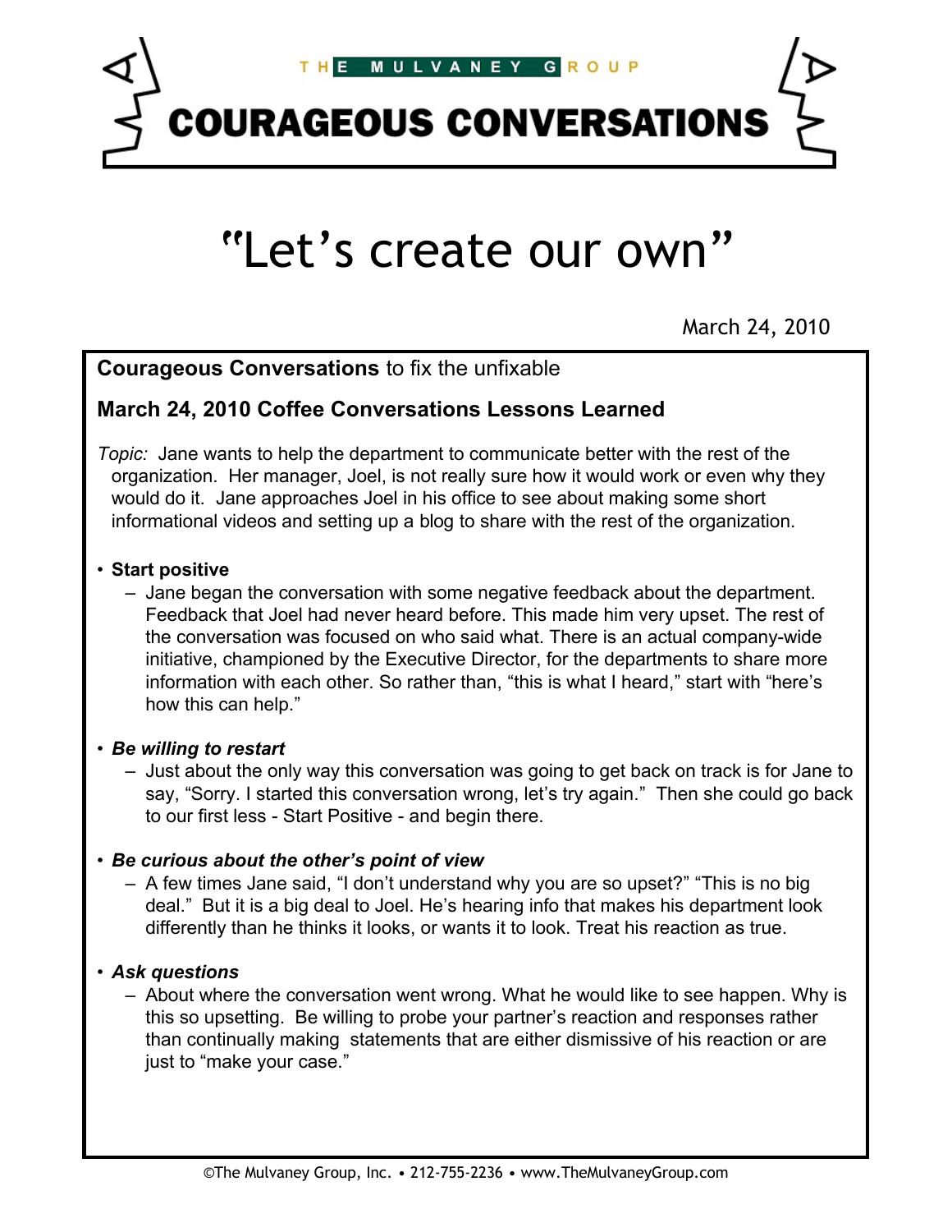THE MULVANEY GROUP

# COURAGEOUS CONVERSATIONS

# "Let's create our own"

March 24, 2010

**Courageous Conversations** to fix the unfixable

## March 24, 2010 Coffee Conversations Lessons Learned

*Topic:* Jane wants to help the department to communicate better with the rest of the organization. Her manager, Joel, is not really sure how it would work or even why they would do it. Jane approaches Joel in his office to see about making some short informational videos and setting up a blog to share with the rest of the organization.

- **Start positive**
  - Jane began the conversation with some negative feedback about the department. Feedback that Joel had never heard before. This made him very upset. The rest of the conversation was focused on who said what. There is an actual company-wide initiative, championed by the Executive Director, for the departments to share more information with each other. So rather than, "this is what I heard," start with "here's how this can help."
- ***Be willing to restart***
  - Just about the only way this conversation was going to get back on track is for Jane to say, "Sorry. I started this conversation wrong, let's try again." Then she could go back to our first less - Start Positive - and begin there.
- ***Be curious about the other's point of view***
  - A few times Jane said, "I don't understand why you are so upset?" "This is no big deal." But it is a big deal to Joel. He's hearing info that makes his department look differently than he thinks it looks, or wants it to look. Treat his reaction as true.
- ***Ask questions***
  - About where the conversation went wrong. What he would like to see happen. Why is this so upsetting. Be willing to probe your partner's reaction and responses rather than continually making statements that are either dismissive of his reaction or are just to "make your case."

©The Mulvaney Group, Inc. • 212-755-2236 • www.TheMulvaneyGroup.com